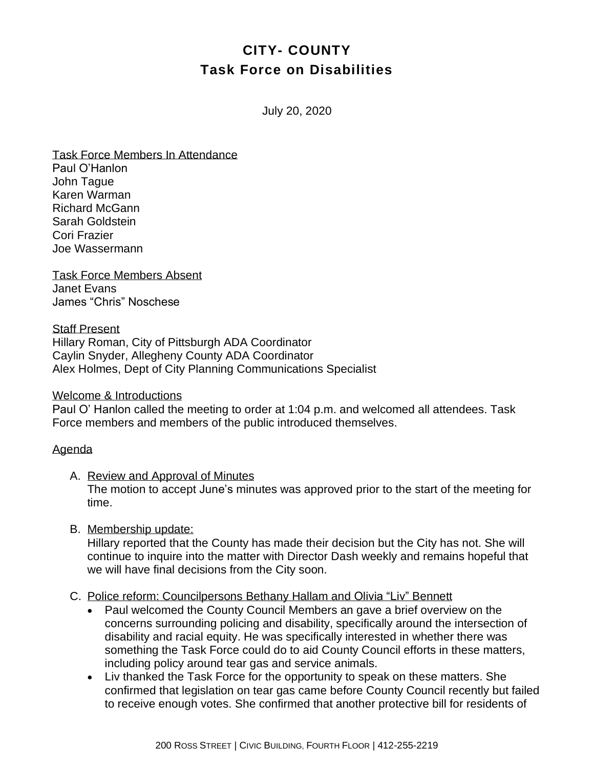# CITY- COUNTY
# Task Force on Disabilities

July 20, 2020

Task Force Members In Attendance
Paul O'Hanlon
John Tague
Karen Warman
Richard McGann
Sarah Goldstein
Cori Frazier
Joe Wassermann

Task Force Members Absent
Janet Evans
James "Chris" Noschese

Staff Present
Hillary Roman, City of Pittsburgh ADA Coordinator
Caylin Snyder, Allegheny County ADA Coordinator
Alex Holmes, Dept of City Planning Communications Specialist

Welcome & Introductions
Paul O' Hanlon called the meeting to order at 1:04 p.m. and welcomed all attendees. Task Force members and members of the public introduced themselves.

Agenda

A. Review and Approval of Minutes
   The motion to accept June's minutes was approved prior to the start of the meeting for time.

B. Membership update:
   Hillary reported that the County has made their decision but the City has not. She will continue to inquire into the matter with Director Dash weekly and remains hopeful that we will have final decisions from the City soon.

C. Police reform: Councilpersons Bethany Hallam and Olivia "Liv" Bennett
   - Paul welcomed the County Council Members an gave a brief overview on the concerns surrounding policing and disability, specifically around the intersection of disability and racial equity. He was specifically interested in whether there was something the Task Force could do to aid County Council efforts in these matters, including policy around tear gas and service animals.
   - Liv thanked the Task Force for the opportunity to speak on these matters. She confirmed that legislation on tear gas came before County Council recently but failed to receive enough votes. She confirmed that another protective bill for residents of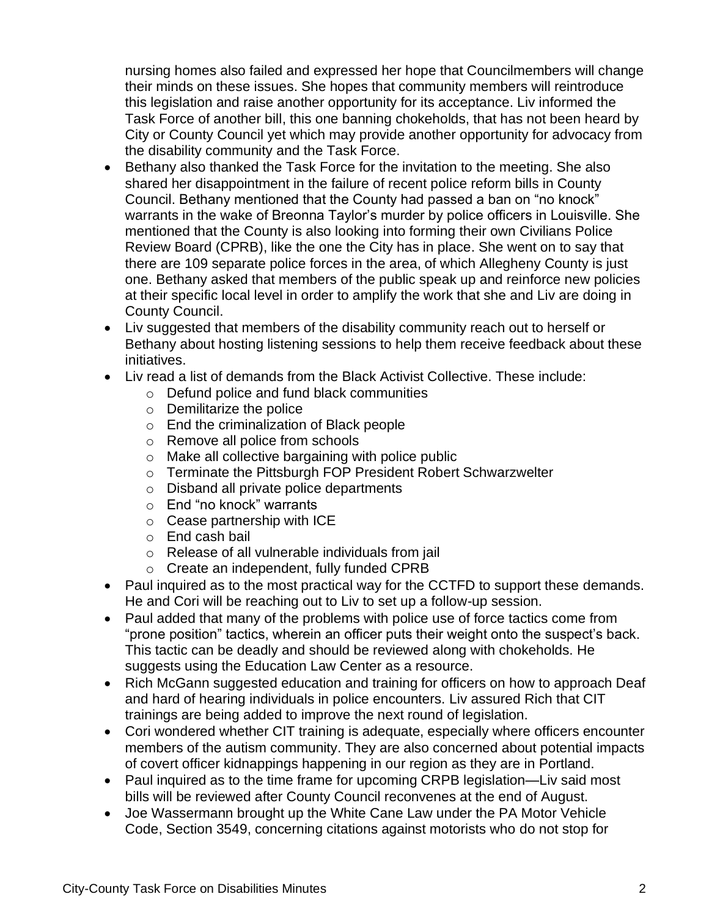nursing homes also failed and expressed her hope that Councilmembers will change their minds on these issues. She hopes that community members will reintroduce this legislation and raise another opportunity for its acceptance. Liv informed the Task Force of another bill, this one banning chokeholds, that has not been heard by City or County Council yet which may provide another opportunity for advocacy from the disability community and the Task Force.

- Bethany also thanked the Task Force for the invitation to the meeting. She also shared her disappointment in the failure of recent police reform bills in County Council. Bethany mentioned that the County had passed a ban on "no knock" warrants in the wake of Breonna Taylor's murder by police officers in Louisville. She mentioned that the County is also looking into forming their own Civilians Police Review Board (CPRB), like the one the City has in place. She went on to say that there are 109 separate police forces in the area, of which Allegheny County is just one. Bethany asked that members of the public speak up and reinforce new policies at their specific local level in order to amplify the work that she and Liv are doing in County Council.
- Liv suggested that members of the disability community reach out to herself or Bethany about hosting listening sessions to help them receive feedback about these initiatives.
- Liv read a list of demands from the Black Activist Collective. These include:
  - Defund police and fund black communities
  - Demilitarize the police
  - End the criminalization of Black people
  - Remove all police from schools
  - Make all collective bargaining with police public
  - Terminate the Pittsburgh FOP President Robert Schwarzwelter
  - Disband all private police departments
  - End "no knock" warrants
  - Cease partnership with ICE
  - End cash bail
  - Release of all vulnerable individuals from jail
  - Create an independent, fully funded CPRB
- Paul inquired as to the most practical way for the CCTFD to support these demands. He and Cori will be reaching out to Liv to set up a follow-up session.
- Paul added that many of the problems with police use of force tactics come from "prone position" tactics, wherein an officer puts their weight onto the suspect's back. This tactic can be deadly and should be reviewed along with chokeholds. He suggests using the Education Law Center as a resource.
- Rich McGann suggested education and training for officers on how to approach Deaf and hard of hearing individuals in police encounters. Liv assured Rich that CIT trainings are being added to improve the next round of legislation.
- Cori wondered whether CIT training is adequate, especially where officers encounter members of the autism community. They are also concerned about potential impacts of covert officer kidnappings happening in our region as they are in Portland.
- Paul inquired as to the time frame for upcoming CRPB legislation—Liv said most bills will be reviewed after County Council reconvenes at the end of August.
- Joe Wassermann brought up the White Cane Law under the PA Motor Vehicle Code, Section 3549, concerning citations against motorists who do not stop for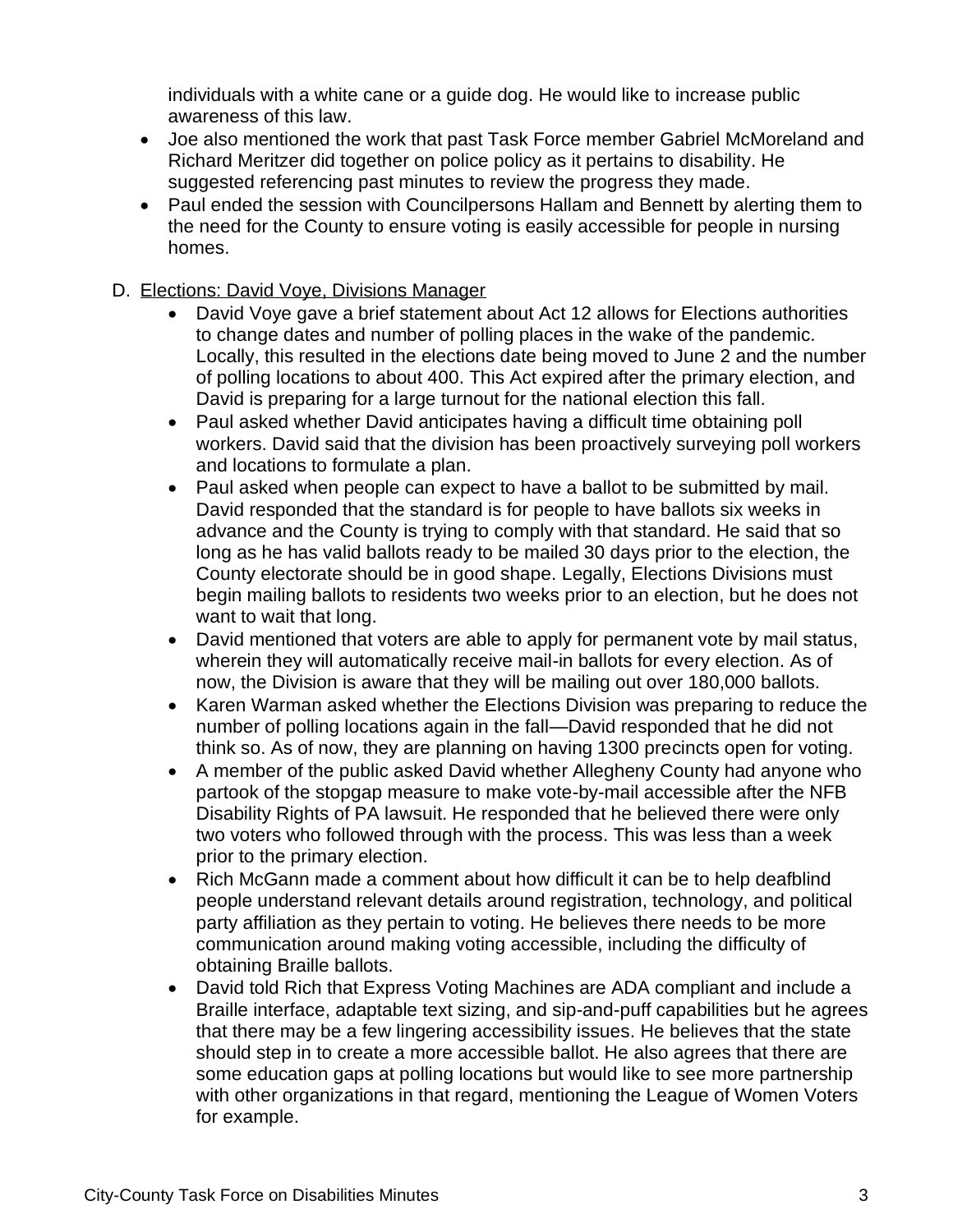individuals with a white cane or a guide dog. He would like to increase public awareness of this law.

- Joe also mentioned the work that past Task Force member Gabriel McMoreland and Richard Meritzer did together on police policy as it pertains to disability. He suggested referencing past minutes to review the progress they made.
- Paul ended the session with Councilpersons Hallam and Bennett by alerting them to the need for the County to ensure voting is easily accessible for people in nursing homes.

D. Elections: David Voye, Divisions Manager

- David Voye gave a brief statement about Act 12 allows for Elections authorities to change dates and number of polling places in the wake of the pandemic. Locally, this resulted in the elections date being moved to June 2 and the number of polling locations to about 400. This Act expired after the primary election, and David is preparing for a large turnout for the national election this fall.
- Paul asked whether David anticipates having a difficult time obtaining poll workers. David said that the division has been proactively surveying poll workers and locations to formulate a plan.
- Paul asked when people can expect to have a ballot to be submitted by mail. David responded that the standard is for people to have ballots six weeks in advance and the County is trying to comply with that standard. He said that so long as he has valid ballots ready to be mailed 30 days prior to the election, the County electorate should be in good shape. Legally, Elections Divisions must begin mailing ballots to residents two weeks prior to an election, but he does not want to wait that long.
- David mentioned that voters are able to apply for permanent vote by mail status, wherein they will automatically receive mail-in ballots for every election. As of now, the Division is aware that they will be mailing out over 180,000 ballots.
- Karen Warman asked whether the Elections Division was preparing to reduce the number of polling locations again in the fall—David responded that he did not think so. As of now, they are planning on having 1300 precincts open for voting.
- A member of the public asked David whether Allegheny County had anyone who partook of the stopgap measure to make vote-by-mail accessible after the NFB Disability Rights of PA lawsuit. He responded that he believed there were only two voters who followed through with the process. This was less than a week prior to the primary election.
- Rich McGann made a comment about how difficult it can be to help deafblind people understand relevant details around registration, technology, and political party affiliation as they pertain to voting. He believes there needs to be more communication around making voting accessible, including the difficulty of obtaining Braille ballots.
- David told Rich that Express Voting Machines are ADA compliant and include a Braille interface, adaptable text sizing, and sip-and-puff capabilities but he agrees that there may be a few lingering accessibility issues. He believes that the state should step in to create a more accessible ballot. He also agrees that there are some education gaps at polling locations but would like to see more partnership with other organizations in that regard, mentioning the League of Women Voters for example.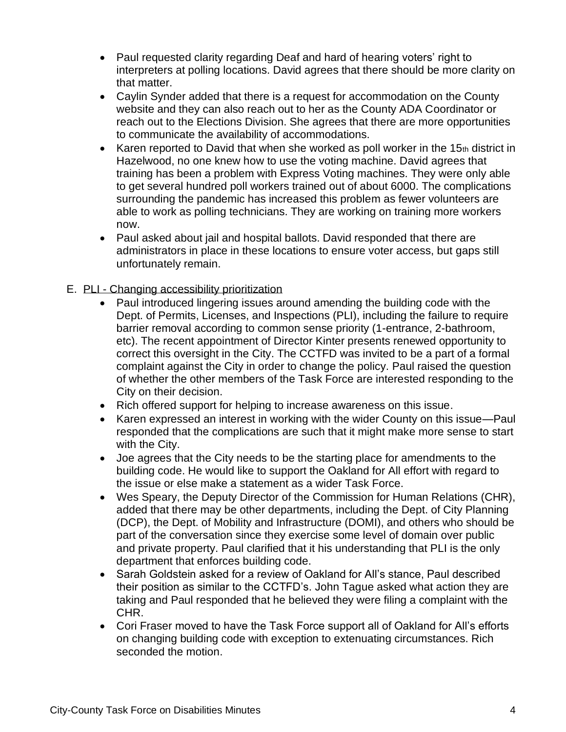- Paul requested clarity regarding Deaf and hard of hearing voters' right to interpreters at polling locations. David agrees that there should be more clarity on that matter.
- Caylin Synder added that there is a request for accommodation on the County website and they can also reach out to her as the County ADA Coordinator or reach out to the Elections Division. She agrees that there are more opportunities to communicate the availability of accommodations.
- Karen reported to David that when she worked as poll worker in the 15th district in Hazelwood, no one knew how to use the voting machine. David agrees that training has been a problem with Express Voting machines. They were only able to get several hundred poll workers trained out of about 6000. The complications surrounding the pandemic has increased this problem as fewer volunteers are able to work as polling technicians. They are working on training more workers now.
- Paul asked about jail and hospital ballots. David responded that there are administrators in place in these locations to ensure voter access, but gaps still unfortunately remain.

E. PLI - Changing accessibility prioritization

- Paul introduced lingering issues around amending the building code with the Dept. of Permits, Licenses, and Inspections (PLI), including the failure to require barrier removal according to common sense priority (1-entrance, 2-bathroom, etc). The recent appointment of Director Kinter presents renewed opportunity to correct this oversight in the City. The CCTFD was invited to be a part of a formal complaint against the City in order to change the policy. Paul raised the question of whether the other members of the Task Force are interested responding to the City on their decision.
- Rich offered support for helping to increase awareness on this issue.
- Karen expressed an interest in working with the wider County on this issue—Paul responded that the complications are such that it might make more sense to start with the City.
- Joe agrees that the City needs to be the starting place for amendments to the building code. He would like to support the Oakland for All effort with regard to the issue or else make a statement as a wider Task Force.
- Wes Speary, the Deputy Director of the Commission for Human Relations (CHR), added that there may be other departments, including the Dept. of City Planning (DCP), the Dept. of Mobility and Infrastructure (DOMI), and others who should be part of the conversation since they exercise some level of domain over public and private property. Paul clarified that it his understanding that PLI is the only department that enforces building code.
- Sarah Goldstein asked for a review of Oakland for All's stance, Paul described their position as similar to the CCTFD's. John Tague asked what action they are taking and Paul responded that he believed they were filing a complaint with the CHR.
- Cori Fraser moved to have the Task Force support all of Oakland for All's efforts on changing building code with exception to extenuating circumstances. Rich seconded the motion.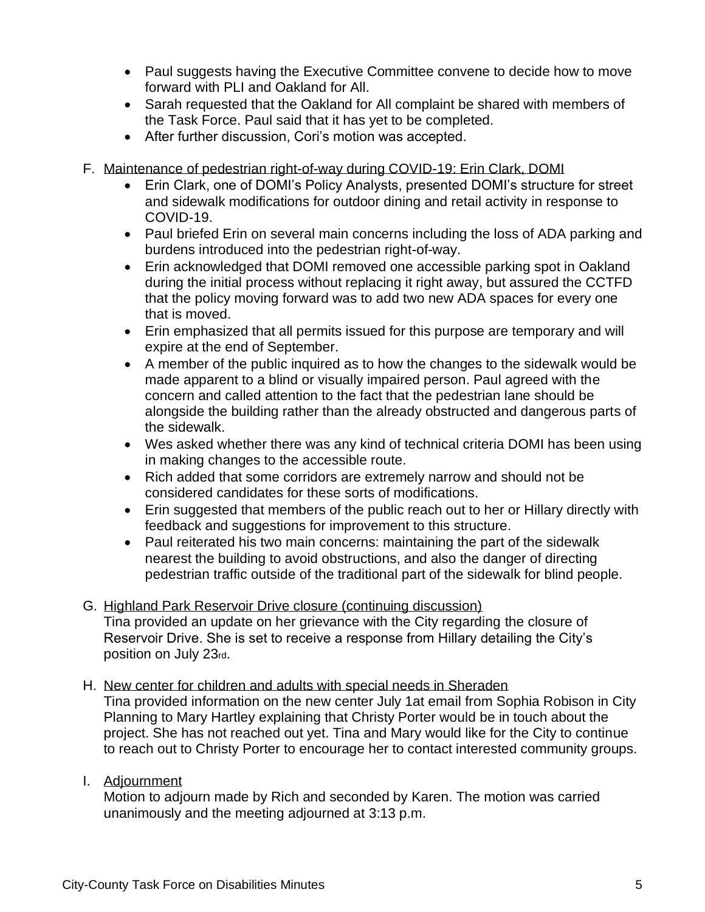- Paul suggests having the Executive Committee convene to decide how to move forward with PLI and Oakland for All.
- Sarah requested that the Oakland for All complaint be shared with members of the Task Force. Paul said that it has yet to be completed.
- After further discussion, Cori's motion was accepted.

F. Maintenance of pedestrian right-of-way during COVID-19: Erin Clark, DOMI

- Erin Clark, one of DOMI's Policy Analysts, presented DOMI's structure for street and sidewalk modifications for outdoor dining and retail activity in response to COVID-19.
- Paul briefed Erin on several main concerns including the loss of ADA parking and burdens introduced into the pedestrian right-of-way.
- Erin acknowledged that DOMI removed one accessible parking spot in Oakland during the initial process without replacing it right away, but assured the CCTFD that the policy moving forward was to add two new ADA spaces for every one that is moved.
- Erin emphasized that all permits issued for this purpose are temporary and will expire at the end of September.
- A member of the public inquired as to how the changes to the sidewalk would be made apparent to a blind or visually impaired person. Paul agreed with the concern and called attention to the fact that the pedestrian lane should be alongside the building rather than the already obstructed and dangerous parts of the sidewalk.
- Wes asked whether there was any kind of technical criteria DOMI has been using in making changes to the accessible route.
- Rich added that some corridors are extremely narrow and should not be considered candidates for these sorts of modifications.
- Erin suggested that members of the public reach out to her or Hillary directly with feedback and suggestions for improvement to this structure.
- Paul reiterated his two main concerns: maintaining the part of the sidewalk nearest the building to avoid obstructions, and also the danger of directing pedestrian traffic outside of the traditional part of the sidewalk for blind people.

G. Highland Park Reservoir Drive closure (continuing discussion)

Tina provided an update on her grievance with the City regarding the closure of Reservoir Drive. She is set to receive a response from Hillary detailing the City's position on July 23rd.

H. New center for children and adults with special needs in Sheraden

Tina provided information on the new center July 1at email from Sophia Robison in City Planning to Mary Hartley explaining that Christy Porter would be in touch about the project. She has not reached out yet. Tina and Mary would like for the City to continue to reach out to Christy Porter to encourage her to contact interested community groups.

I. Adjournment

Motion to adjourn made by Rich and seconded by Karen. The motion was carried unanimously and the meeting adjourned at 3:13 p.m.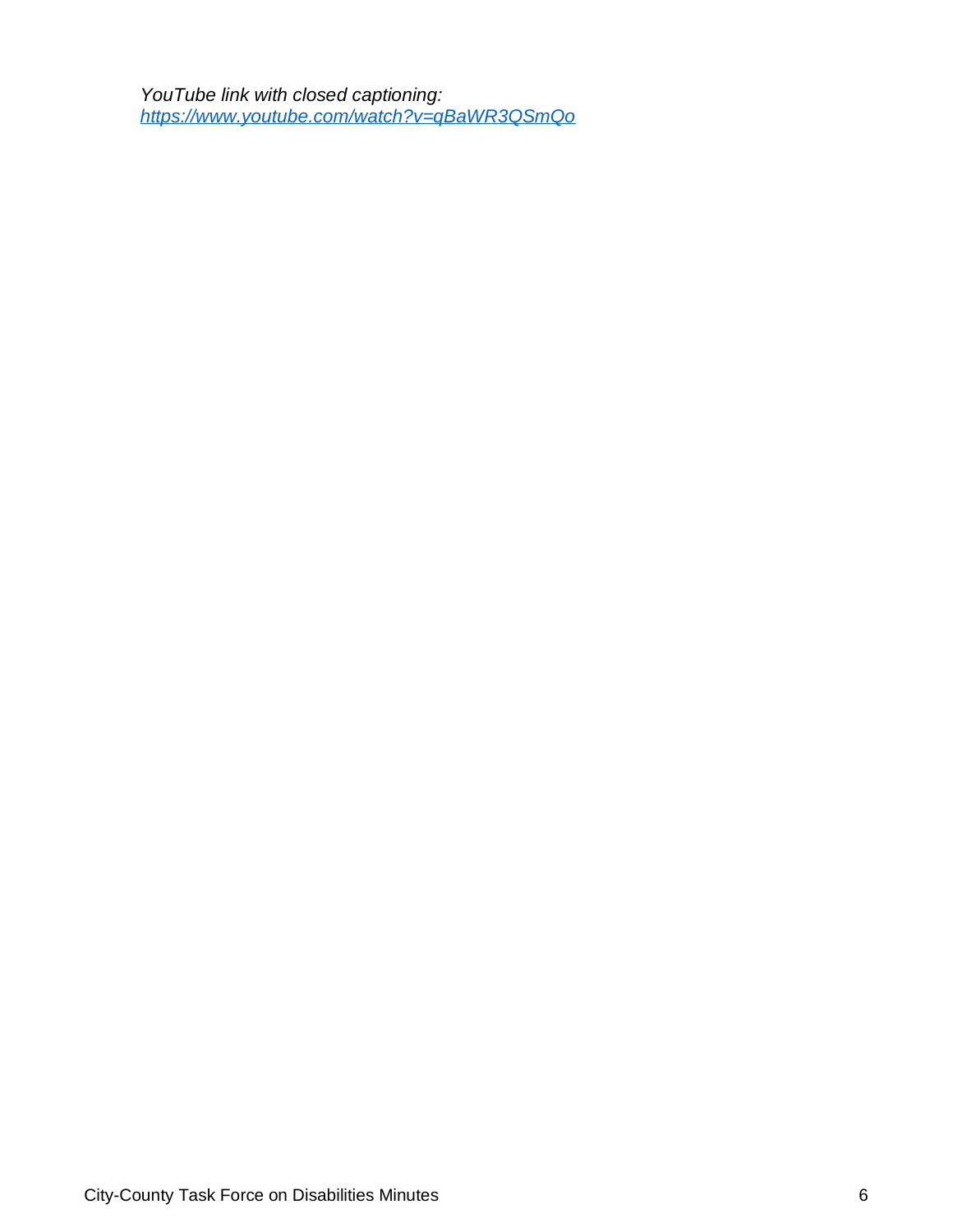*YouTube link with closed captioning:*
*https://www.youtube.com/watch?v=qBaWR3QSmQo*